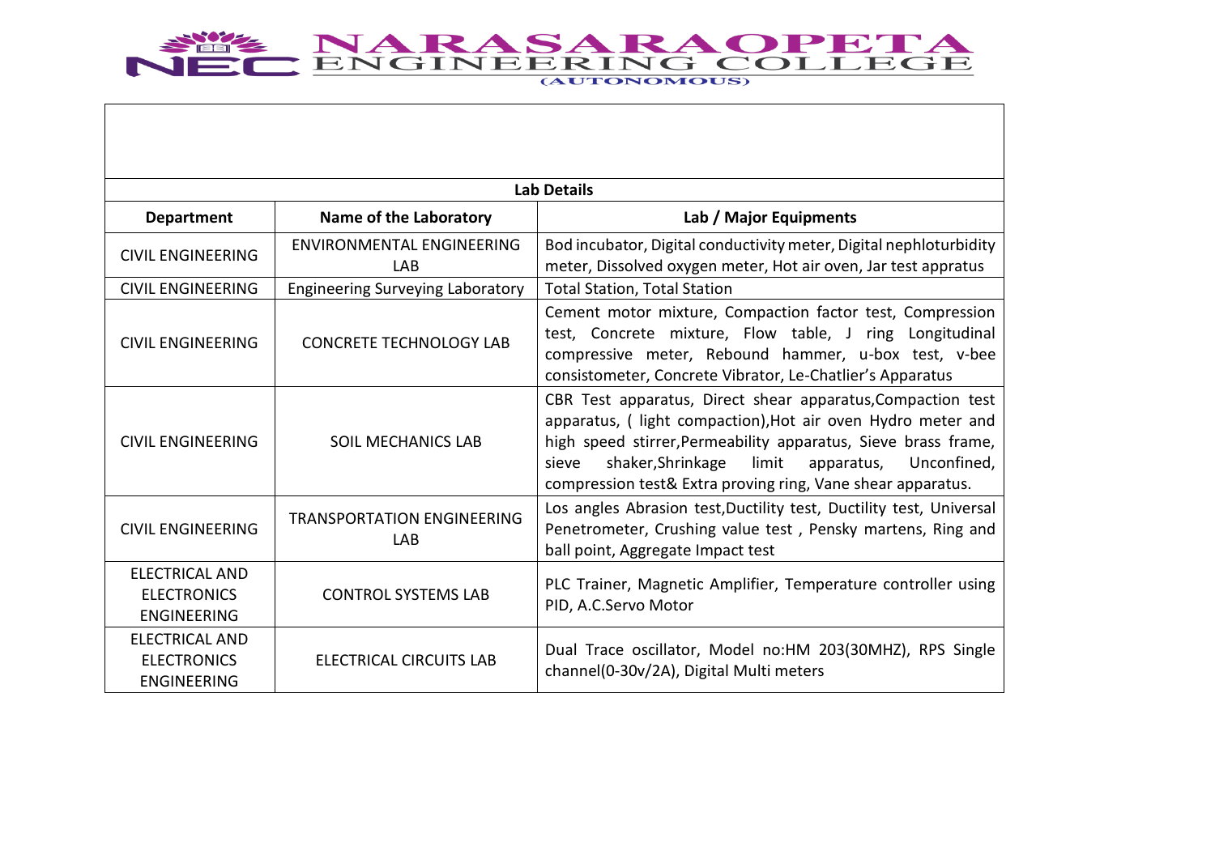# NARASARAOPETA ENGINEERING COLLEGE

(AUTONOMOUS)

**Lab Details**

| Department | Name of the Laboratory | Lab / Major Equipments |
|---|---|---|
| CIVIL ENGINEERING | ENVIRONMENTAL ENGINEERING LAB | Bod incubator, Digital conductivity meter, Digital nephloturbidity meter, Dissolved oxygen meter, Hot air oven, Jar test appratus |
| CIVIL ENGINEERING | Engineering Surveying Laboratory | Total Station, Total Station |
| CIVIL ENGINEERING | CONCRETE TECHNOLOGY LAB | Cement motor mixture, Compaction factor test, Compression test, Concrete mixture, Flow table, J ring Longitudinal compressive meter, Rebound hammer, u-box test, v-bee consistometer, Concrete Vibrator, Le-Chatlier's Apparatus |
| CIVIL ENGINEERING | SOIL MECHANICS LAB | CBR Test apparatus, Direct shear apparatus,Compaction test apparatus, ( light compaction),Hot air oven Hydro meter and high speed stirrer,Permeability apparatus, Sieve brass frame, sieve shaker,Shrinkage limit apparatus, Unconfined, compression test& Extra proving ring, Vane shear apparatus. |
| CIVIL ENGINEERING | TRANSPORTATION ENGINEERING LAB | Los angles Abrasion test,Ductility test, Ductility test, Universal Penetrometer, Crushing value test , Pensky martens, Ring and ball point, Aggregate Impact test |
| ELECTRICAL AND ELECTRONICS ENGINEERING | CONTROL SYSTEMS LAB | PLC Trainer, Magnetic Amplifier, Temperature controller using PID, A.C.Servo Motor |
| ELECTRICAL AND ELECTRONICS ENGINEERING | ELECTRICAL CIRCUITS LAB | Dual Trace oscillator, Model no:HM 203(30MHZ), RPS Single channel(0-30v/2A), Digital Multi meters |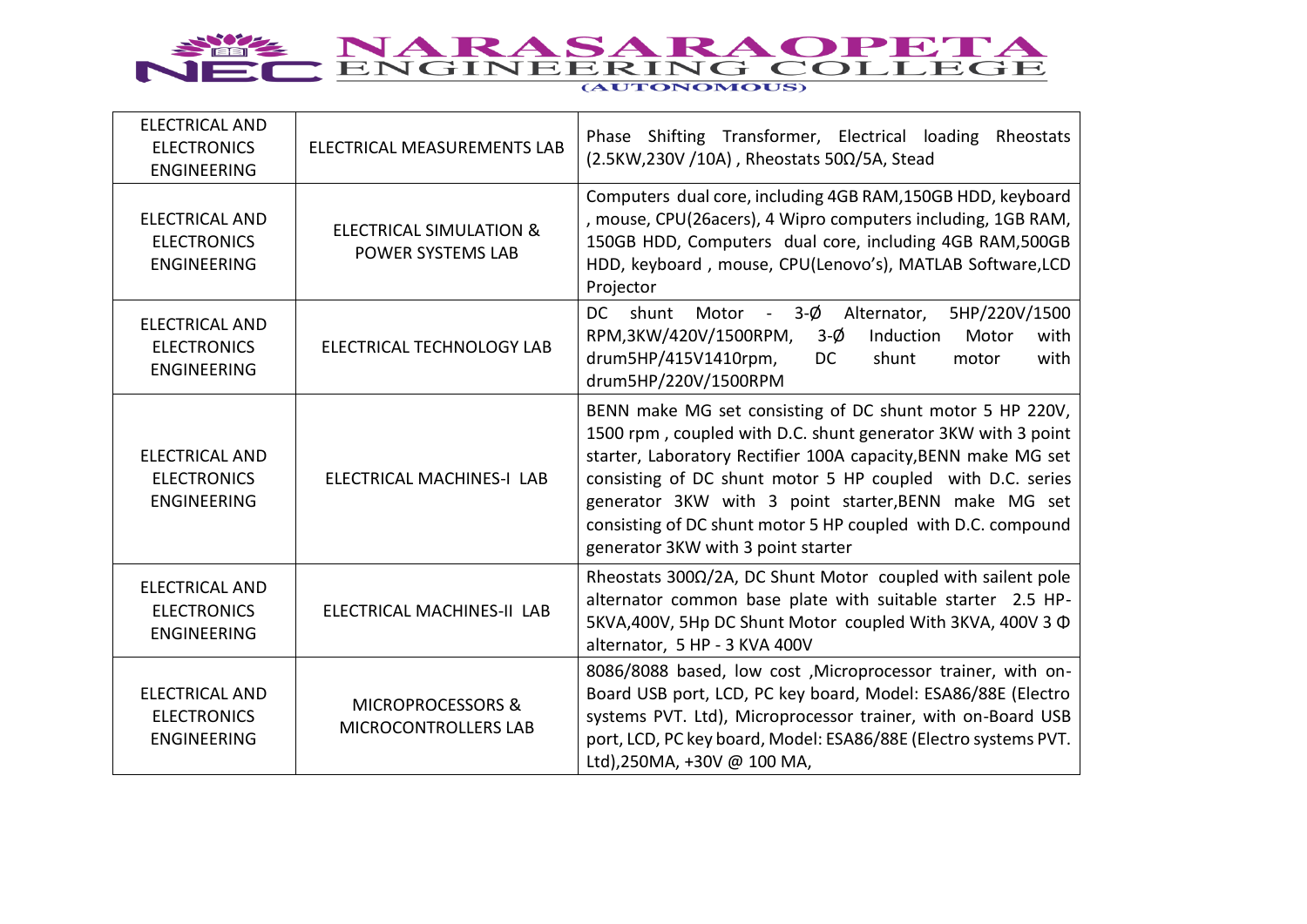| ELECTRICAL AND ELECTRONICS ENGINEERING | ELECTRICAL MEASUREMENTS LAB | Phase Shifting Transformer, Electrical loading Rheostats (2.5KW,230V /10A) , Rheostats 50Ω/5A, Stead |
|---|---|---|
| ELECTRICAL AND ELECTRONICS ENGINEERING | ELECTRICAL SIMULATION & POWER SYSTEMS LAB | Computers dual core, including 4GB RAM,150GB HDD, keyboard , mouse, CPU(26acers), 4 Wipro computers including, 1GB RAM, 150GB HDD, Computers dual core, including 4GB RAM,500GB HDD, keyboard , mouse, CPU(Lenovo's), MATLAB Software,LCD Projector |
| ELECTRICAL AND ELECTRONICS ENGINEERING | ELECTRICAL TECHNOLOGY LAB | DC shunt Motor - 3-Ø Alternator, 5HP/220V/1500 RPM,3KW/420V/1500RPM, 3-Ø Induction Motor with drum5HP/415V1410rpm, DC shunt motor with drum5HP/220V/1500RPM |
| ELECTRICAL AND ELECTRONICS ENGINEERING | ELECTRICAL MACHINES-I LAB | BENN make MG set consisting of DC shunt motor 5 HP 220V, 1500 rpm , coupled with D.C. shunt generator 3KW with 3 point starter, Laboratory Rectifier 100A capacity,BENN make MG set consisting of DC shunt motor 5 HP coupled with D.C. series generator 3KW with 3 point starter,BENN make MG set consisting of DC shunt motor 5 HP coupled with D.C. compound generator 3KW with 3 point starter |
| ELECTRICAL AND ELECTRONICS ENGINEERING | ELECTRICAL MACHINES-II LAB | Rheostats 300Ω/2A, DC Shunt Motor coupled with sailent pole alternator common base plate with suitable starter 2.5 HP-5KVA,400V, 5Hp DC Shunt Motor coupled With 3KVA, 400V 3 Φ alternator, 5 HP - 3 KVA 400V |
| ELECTRICAL AND ELECTRONICS ENGINEERING | MICROPROCESSORS & MICROCONTROLLERS LAB | 8086/8088 based, low cost ,Microprocessor trainer, with on-Board USB port, LCD, PC key board, Model: ESA86/88E (Electro systems PVT. Ltd), Microprocessor trainer, with on-Board USB port, LCD, PC key board, Model: ESA86/88E (Electro systems PVT. Ltd),250MA, +30V @ 100 MA, |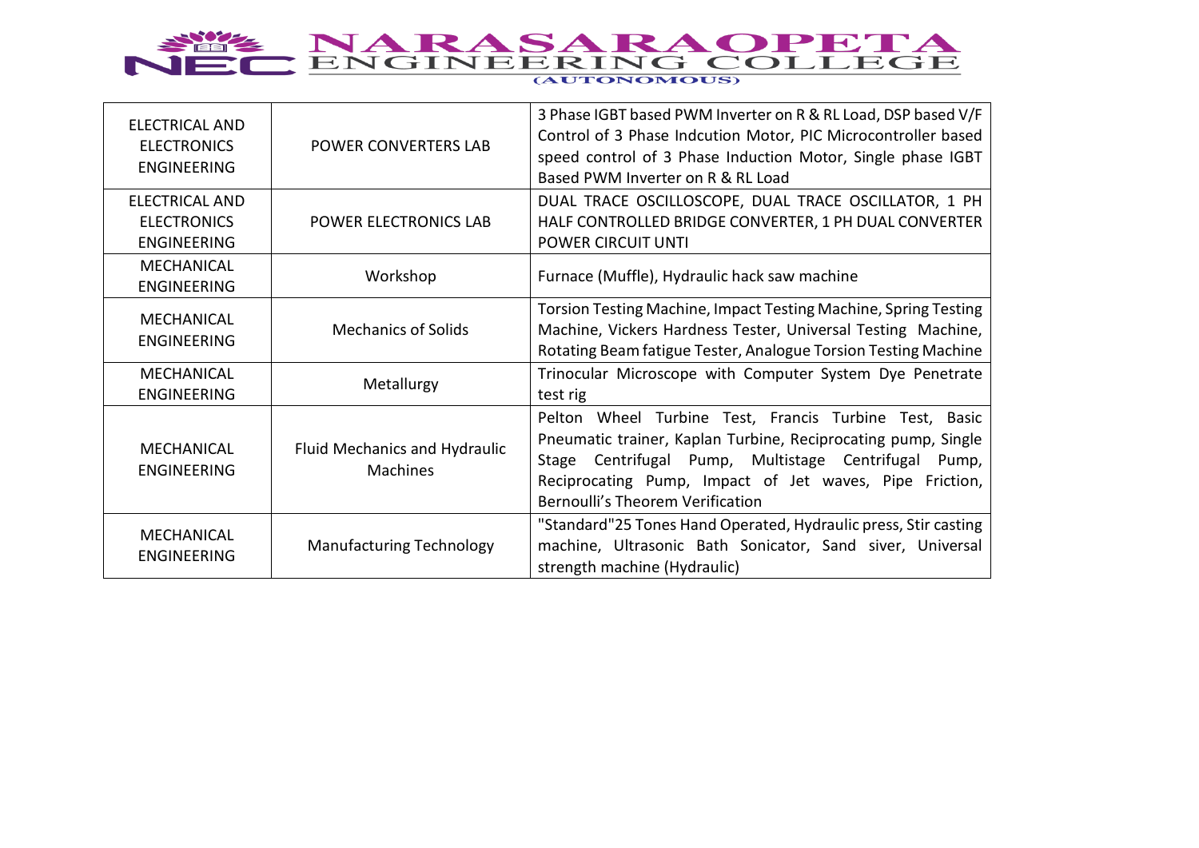| ELECTRICAL AND ELECTRONICS ENGINEERING | POWER CONVERTERS LAB | 3 Phase IGBT based PWM Inverter on R & RL Load, DSP based V/F Control of 3 Phase Indcution Motor, PIC Microcontroller based speed control of 3 Phase Induction Motor, Single phase IGBT Based PWM Inverter on R & RL Load |
|---|---|---|
| ELECTRICAL AND ELECTRONICS ENGINEERING | POWER ELECTRONICS LAB | DUAL TRACE OSCILLOSCOPE, DUAL TRACE OSCILLATOR, 1 PH HALF CONTROLLED BRIDGE CONVERTER, 1 PH DUAL CONVERTER POWER CIRCUIT UNTI |
| MECHANICAL ENGINEERING | Workshop | Furnace (Muffle), Hydraulic hack saw machine |
| MECHANICAL ENGINEERING | Mechanics of Solids | Torsion Testing Machine, Impact Testing Machine, Spring Testing Machine, Vickers Hardness Tester, Universal Testing Machine, Rotating Beam fatigue Tester, Analogue Torsion Testing Machine |
| MECHANICAL ENGINEERING | Metallurgy | Trinocular Microscope with Computer System Dye Penetrate test rig |
| MECHANICAL ENGINEERING | Fluid Mechanics and Hydraulic Machines | Pelton Wheel Turbine Test, Francis Turbine Test, Basic Pneumatic trainer, Kaplan Turbine, Reciprocating pump, Single Stage Centrifugal Pump, Multistage Centrifugal Pump, Reciprocating Pump, Impact of Jet waves, Pipe Friction, Bernoulli's Theorem Verification |
| MECHANICAL ENGINEERING | Manufacturing Technology | "Standard"25 Tones Hand Operated, Hydraulic press, Stir casting machine, Ultrasonic Bath Sonicator, Sand siver, Universal strength machine (Hydraulic) |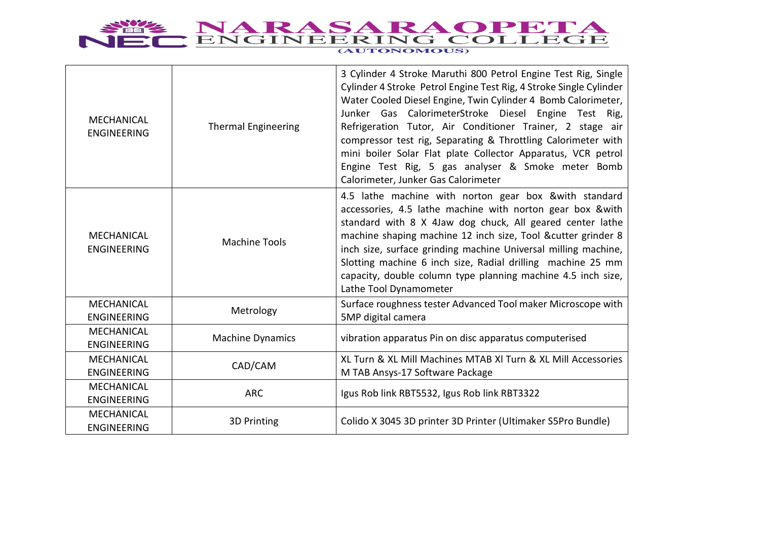| MECHANICAL ENGINEERING | Thermal Engineering | 3 Cylinder 4 Stroke Maruthi 800 Petrol Engine Test Rig, Single Cylinder 4 Stroke Petrol Engine Test Rig, 4 Stroke Single Cylinder Water Cooled Diesel Engine, Twin Cylinder 4 Bomb Calorimeter, Junker Gas CalorimeterStroke Diesel Engine Test Rig, Refrigeration Tutor, Air Conditioner Trainer, 2 stage air compressor test rig, Separating & Throttling Calorimeter with mini boiler Solar Flat plate Collector Apparatus, VCR petrol Engine Test Rig, 5 gas analyser & Smoke meter Bomb Calorimeter, Junker Gas Calorimeter |
|---|---|---|
| MECHANICAL ENGINEERING | Machine Tools | 4.5 lathe machine with norton gear box &with standard accessories, 4.5 lathe machine with norton gear box &with standard with 8 X 4Jaw dog chuck, All geared center lathe machine shaping machine 12 inch size, Tool &cutter grinder 8 inch size, surface grinding machine Universal milling machine, Slotting machine 6 inch size, Radial drilling machine 25 mm capacity, double column type planning machine 4.5 inch size, Lathe Tool Dynamometer |
| MECHANICAL ENGINEERING | Metrology | Surface roughness tester Advanced Tool maker Microscope with 5MP digital camera |
| MECHANICAL ENGINEERING | Machine Dynamics | vibration apparatus Pin on disc apparatus computerised |
| MECHANICAL ENGINEERING | CAD/CAM | XL Turn & XL Mill Machines MTAB Xl Turn & XL Mill Accessories M TAB Ansys-17 Software Package |
| MECHANICAL ENGINEERING | ARC | Igus Rob link RBT5532, Igus Rob link RBT3322 |
| MECHANICAL ENGINEERING | 3D Printing | Colido X 3045 3D printer 3D Printer (Ultimaker S5Pro Bundle) |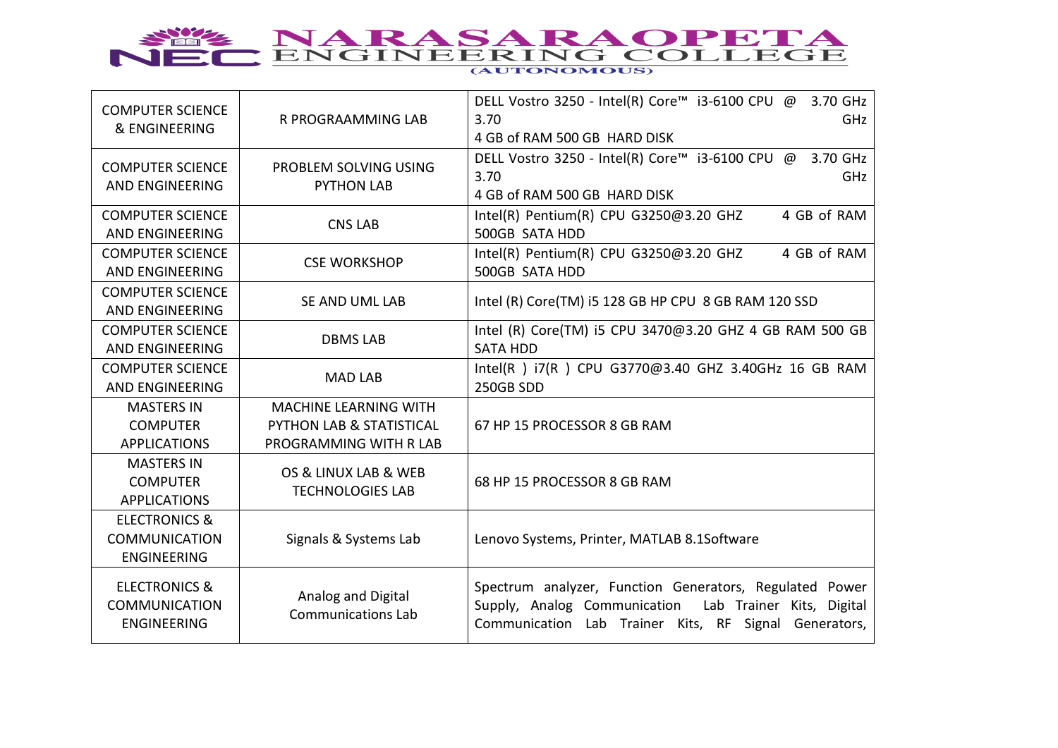# NARASARAOPETA ENGINEERING COLLEGE (AUTONOMOUS)

| | | |
|---|---|---|
| COMPUTER SCIENCE & ENGINEERING | R PROGRAAMMING LAB | DELL Vostro 3250 - Intel(R) Core™ i3-6100 CPU @ 3.70 GHz 3.70 GHz<br>4 GB of RAM 500 GB HARD DISK |
| COMPUTER SCIENCE AND ENGINEERING | PROBLEM SOLVING USING PYTHON LAB | DELL Vostro 3250 - Intel(R) Core™ i3-6100 CPU @ 3.70 GHz 3.70 GHz<br>4 GB of RAM 500 GB HARD DISK |
| COMPUTER SCIENCE AND ENGINEERING | CNS LAB | Intel(R) Pentium(R) CPU G3250@3.20 GHZ 4 GB of RAM 500GB SATA HDD |
| COMPUTER SCIENCE AND ENGINEERING | CSE WORKSHOP | Intel(R) Pentium(R) CPU G3250@3.20 GHZ 4 GB of RAM 500GB SATA HDD |
| COMPUTER SCIENCE AND ENGINEERING | SE AND UML LAB | Intel (R) Core(TM) i5 128 GB HP CPU 8 GB RAM 120 SSD |
| COMPUTER SCIENCE AND ENGINEERING | DBMS LAB | Intel (R) Core(TM) i5 CPU 3470@3.20 GHZ 4 GB RAM 500 GB SATA HDD |
| COMPUTER SCIENCE AND ENGINEERING | MAD LAB | Intel(R ) i7(R ) CPU G3770@3.40 GHZ 3.40GHz 16 GB RAM 250GB SDD |
| MASTERS IN COMPUTER APPLICATIONS | MACHINE LEARNING WITH PYTHON LAB & STATISTICAL PROGRAMMING WITH R LAB | 67 HP 15 PROCESSOR 8 GB RAM |
| MASTERS IN COMPUTER APPLICATIONS | OS & LINUX LAB & WEB TECHNOLOGIES LAB | 68 HP 15 PROCESSOR 8 GB RAM |
| ELECTRONICS & COMMUNICATION ENGINEERING | Signals & Systems Lab | Lenovo Systems, Printer, MATLAB 8.1Software |
| ELECTRONICS & COMMUNICATION ENGINEERING | Analog and Digital Communications Lab | Spectrum analyzer, Function Generators, Regulated Power Supply, Analog Communication Lab Trainer Kits, Digital Communication Lab Trainer Kits, RF Signal Generators, |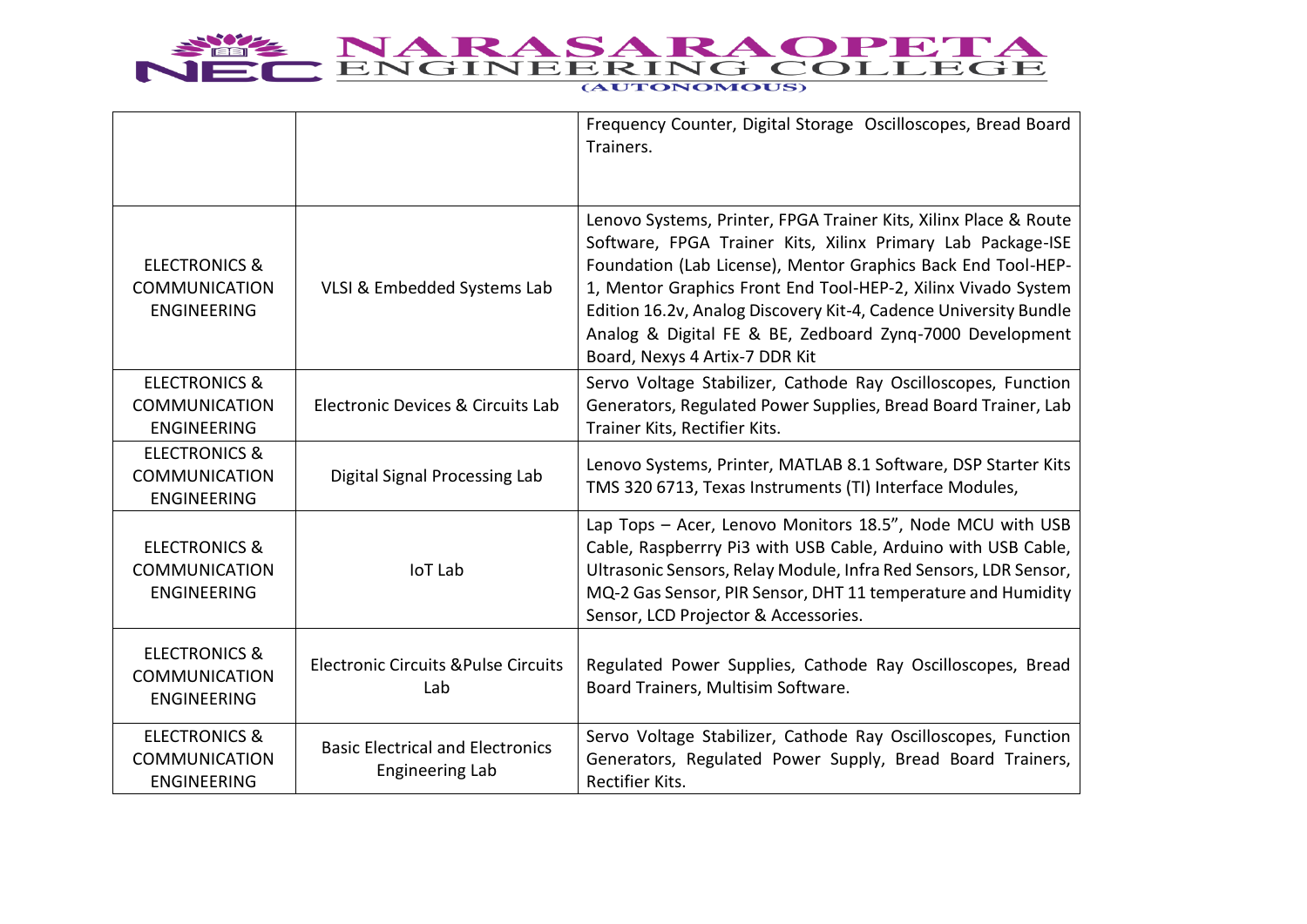| | | |
|---|---|---|
| | | Frequency Counter, Digital Storage Oscilloscopes, Bread Board Trainers. |
| ELECTRONICS & COMMUNICATION ENGINEERING | VLSI & Embedded Systems Lab | Lenovo Systems, Printer, FPGA Trainer Kits, Xilinx Place & Route Software, FPGA Trainer Kits, Xilinx Primary Lab Package-ISE Foundation (Lab License), Mentor Graphics Back End Tool-HEP-1, Mentor Graphics Front End Tool-HEP-2, Xilinx Vivado System Edition 16.2v, Analog Discovery Kit-4, Cadence University Bundle Analog & Digital FE & BE, Zedboard Zynq-7000 Development Board, Nexys 4 Artix-7 DDR Kit |
| ELECTRONICS & COMMUNICATION ENGINEERING | Electronic Devices & Circuits Lab | Servo Voltage Stabilizer, Cathode Ray Oscilloscopes, Function Generators, Regulated Power Supplies, Bread Board Trainer, Lab Trainer Kits, Rectifier Kits. |
| ELECTRONICS & COMMUNICATION ENGINEERING | Digital Signal Processing Lab | Lenovo Systems, Printer, MATLAB 8.1 Software, DSP Starter Kits TMS 320 6713, Texas Instruments (TI) Interface Modules, |
| ELECTRONICS & COMMUNICATION ENGINEERING | IoT Lab | Lap Tops – Acer, Lenovo Monitors 18.5", Node MCU with USB Cable, Raspberrry Pi3 with USB Cable, Arduino with USB Cable, Ultrasonic Sensors, Relay Module, Infra Red Sensors, LDR Sensor, MQ-2 Gas Sensor, PIR Sensor, DHT 11 temperature and Humidity Sensor, LCD Projector & Accessories. |
| ELECTRONICS & COMMUNICATION ENGINEERING | Electronic Circuits &Pulse Circuits Lab | Regulated Power Supplies, Cathode Ray Oscilloscopes, Bread Board Trainers, Multisim Software. |
| ELECTRONICS & COMMUNICATION ENGINEERING | Basic Electrical and Electronics Engineering Lab | Servo Voltage Stabilizer, Cathode Ray Oscilloscopes, Function Generators, Regulated Power Supply, Bread Board Trainers, Rectifier Kits. |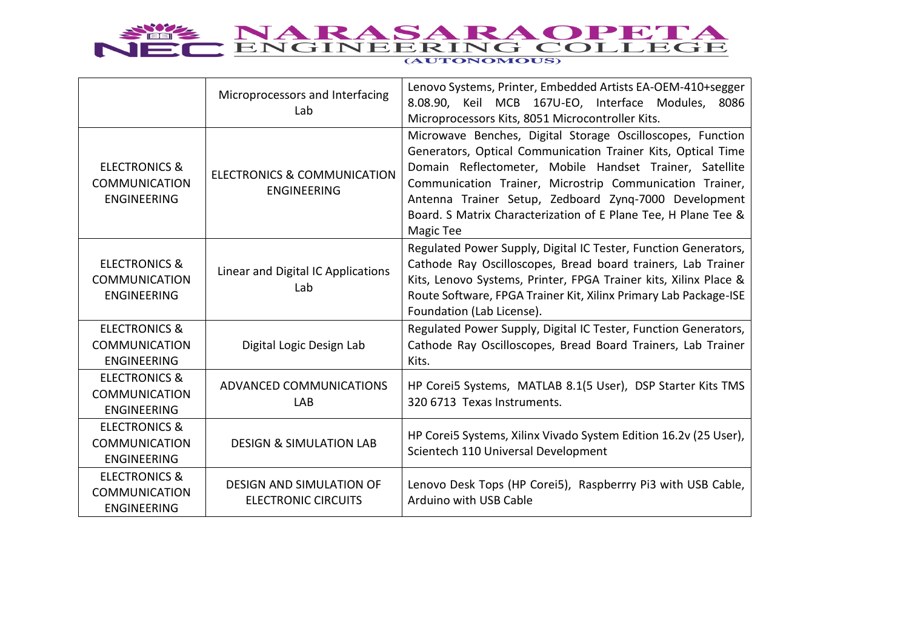| | Microprocessors and Interfacing Lab | Lenovo Systems, Printer, Embedded Artists EA-OEM-410+segger 8.08.90, Keil MCB 167U-EO, Interface Modules, 8086 Microprocessors Kits, 8051 Microcontroller Kits. |
|---|---|---|
| ELECTRONICS & COMMUNICATION ENGINEERING | ELECTRONICS & COMMUNICATION ENGINEERING | Microwave Benches, Digital Storage Oscilloscopes, Function Generators, Optical Communication Trainer Kits, Optical Time Domain Reflectometer, Mobile Handset Trainer, Satellite Communication Trainer, Microstrip Communication Trainer, Antenna Trainer Setup, Zedboard Zynq-7000 Development Board. S Matrix Characterization of E Plane Tee, H Plane Tee & Magic Tee |
| ELECTRONICS & COMMUNICATION ENGINEERING | Linear and Digital IC Applications Lab | Regulated Power Supply, Digital IC Tester, Function Generators, Cathode Ray Oscilloscopes, Bread board trainers, Lab Trainer Kits, Lenovo Systems, Printer, FPGA Trainer kits, Xilinx Place & Route Software, FPGA Trainer Kit, Xilinx Primary Lab Package-ISE Foundation (Lab License). |
| ELECTRONICS & COMMUNICATION ENGINEERING | Digital Logic Design Lab | Regulated Power Supply, Digital IC Tester, Function Generators, Cathode Ray Oscilloscopes, Bread Board Trainers, Lab Trainer Kits. |
| ELECTRONICS & COMMUNICATION ENGINEERING | ADVANCED COMMUNICATIONS LAB | HP Corei5 Systems, MATLAB 8.1(5 User), DSP Starter Kits TMS 320 6713 Texas Instruments. |
| ELECTRONICS & COMMUNICATION ENGINEERING | DESIGN & SIMULATION LAB | HP Corei5 Systems, Xilinx Vivado System Edition 16.2v (25 User), Scientech 110 Universal Development |
| ELECTRONICS & COMMUNICATION ENGINEERING | DESIGN AND SIMULATION OF ELECTRONIC CIRCUITS | Lenovo Desk Tops (HP Corei5), Raspberrry Pi3 with USB Cable, Arduino with USB Cable |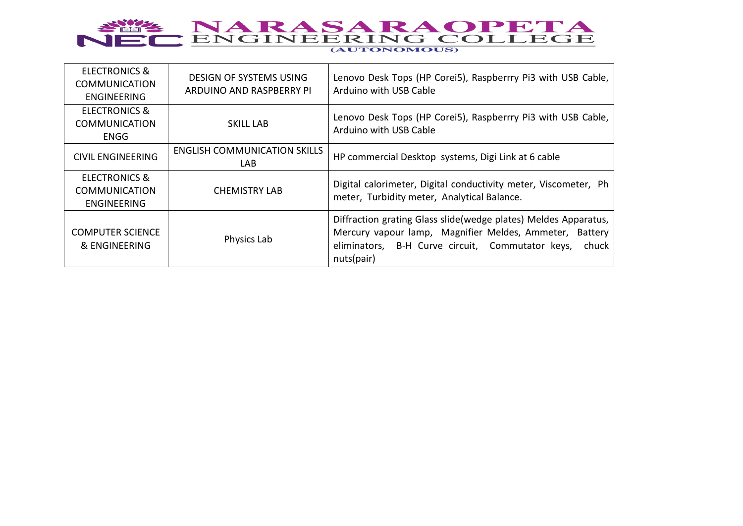| | | |
|---|---|---|
| ELECTRONICS & COMMUNICATION ENGINEERING | DESIGN OF SYSTEMS USING ARDUINO AND RASPBERRY PI | Lenovo Desk Tops (HP Corei5), Raspberrry Pi3 with USB Cable, Arduino with USB Cable |
| ELECTRONICS & COMMUNICATION ENGG | SKILL LAB | Lenovo Desk Tops (HP Corei5), Raspberrry Pi3 with USB Cable, Arduino with USB Cable |
| CIVIL ENGINEERING | ENGLISH COMMUNICATION SKILLS LAB | HP commercial Desktop systems, Digi Link at 6 cable |
| ELECTRONICS & COMMUNICATION ENGINEERING | CHEMISTRY LAB | Digital calorimeter, Digital conductivity meter, Viscometer, Ph meter, Turbidity meter, Analytical Balance. |
| COMPUTER SCIENCE & ENGINEERING | Physics Lab | Diffraction grating Glass slide(wedge plates) Meldes Apparatus, Mercury vapour lamp, Magnifier Meldes, Ammeter, Battery eliminators, B-H Curve circuit, Commutator keys, chuck nuts(pair) |